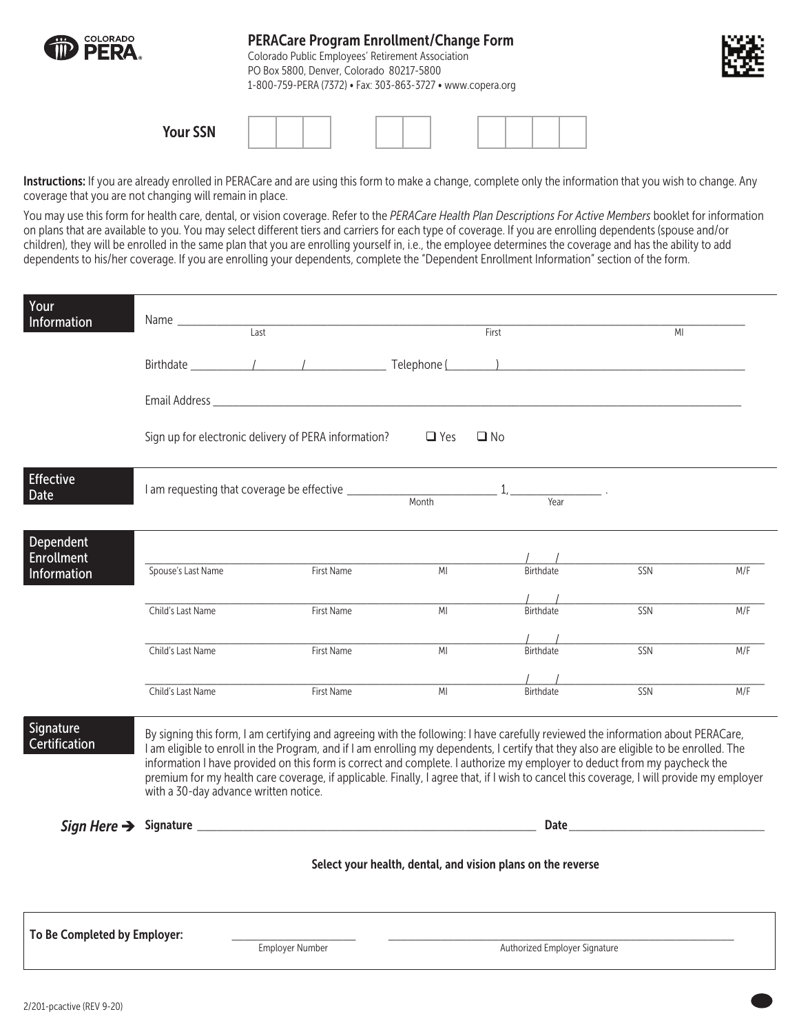# PERACare Program Enrollment/Change Form

Colorado Public Employees' Retirement Association
PO Box 5800, Denver, Colorado 80217-5800
1-800-759-PERA (7372) • Fax: 303-863-3727 • www.copera.org

**Your SSN** ___ ___ ___ - ___ ___ - ___ ___ ___ ___

**Instructions:** If you are already enrolled in PERACare and are using this form to make a change, complete only the information that you wish to change. Any coverage that you are not changing will remain in place.

You may use this form for health care, dental, or vision coverage. Refer to the *PERACare Health Plan Descriptions For Active Members* booklet for information on plans that are available to you. You may select different tiers and carriers for each type of coverage. If you are enrolling dependents (spouse and/or children), they will be enrolled in the same plan that you are enrolling yourself in, i.e., the employee determines the coverage and has the ability to add dependents to his/her coverage. If you are enrolling your dependents, complete the "Dependent Enrollment Information" section of the form.

## Your Information

Name ______________________________ (Last) ______________________________ (First) ________ (MI)

Birthdate _____ / _____ / _____ Telephone ( ______ ) ______________________________

Email Address ______________________________

Sign up for electronic delivery of PERA information? ☐ Yes ☐ No

## Effective Date

I am requesting that coverage be effective ______________ (Month) 1, ________ (Year) .

## Dependent Enrollment Information

| Spouse's Last Name | First Name | MI | Birthdate | SSN | M/F |
|---|---|---|---|---|---|
| | | | / / | | |

| Child's Last Name | First Name | MI | Birthdate | SSN | M/F |
|---|---|---|---|---|---|
| | | | / / | | |
| | | | / / | | |
| | | | / / | | |

## Signature Certification

By signing this form, I am certifying and agreeing with the following: I have carefully reviewed the information about PERACare, I am eligible to enroll in the Program, and if I am enrolling my dependents, I certify that they also are eligible to be enrolled. The information I have provided on this form is correct and complete. I authorize my employer to deduct from my paycheck the premium for my health care coverage, if applicable. Finally, I agree that, if I wish to cancel this coverage, I will provide my employer with a 30-day advance written notice.

***Sign Here →*** **Signature** ______________________________ **Date** ______________________________

**Select your health, dental, and vision plans on the reverse**

**To Be Completed by Employer:** ______________________ (Employer Number) ______________________________ (Authorized Employer Signature)

2/201-pcactive (REV 9-20)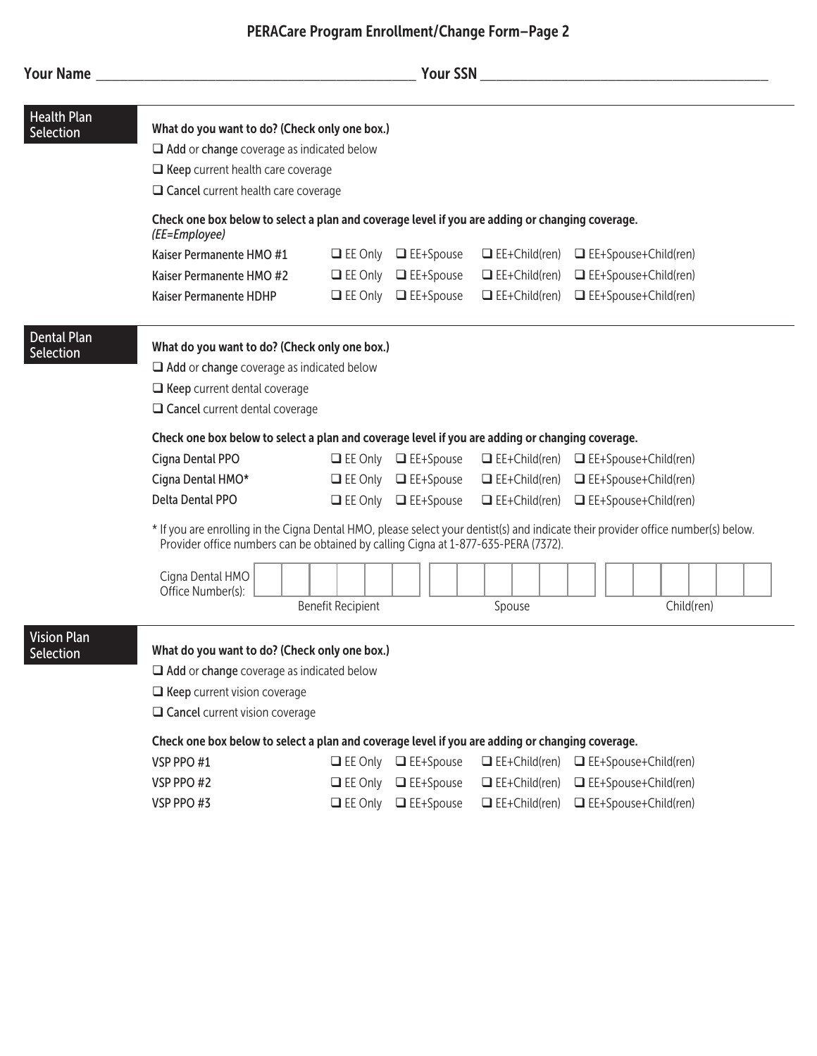# PERACare Program Enrollment/Change Form–Page 2

**Your Name** ______________________________ **Your SSN** ______________________________

## Health Plan Selection

**What do you want to do? (Check only one box.)**

- ❑ **Add** or **change** coverage as indicated below
- ❑ **Keep** current health care coverage
- ❑ **Cancel** current health care coverage

**Check one box below to select a plan and coverage level if you are adding or changing coverage.**
*(EE=Employee)*

| | | | | |
|---|---|---|---|---|
| Kaiser Permanente HMO #1 | ❑ EE Only | ❑ EE+Spouse | ❑ EE+Child(ren) | ❑ EE+Spouse+Child(ren) |
| Kaiser Permanente HMO #2 | ❑ EE Only | ❑ EE+Spouse | ❑ EE+Child(ren) | ❑ EE+Spouse+Child(ren) |
| Kaiser Permanente HDHP | ❑ EE Only | ❑ EE+Spouse | ❑ EE+Child(ren) | ❑ EE+Spouse+Child(ren) |

## Dental Plan Selection

**What do you want to do? (Check only one box.)**

- ❑ **Add** or **change** coverage as indicated below
- ❑ **Keep** current dental coverage
- ❑ **Cancel** current dental coverage

**Check one box below to select a plan and coverage level if you are adding or changing coverage.**

| | | | | |
|---|---|---|---|---|
| Cigna Dental PPO | ❑ EE Only | ❑ EE+Spouse | ❑ EE+Child(ren) | ❑ EE+Spouse+Child(ren) |
| Cigna Dental HMO* | ❑ EE Only | ❑ EE+Spouse | ❑ EE+Child(ren) | ❑ EE+Spouse+Child(ren) |
| Delta Dental PPO | ❑ EE Only | ❑ EE+Spouse | ❑ EE+Child(ren) | ❑ EE+Spouse+Child(ren) |

* If you are enrolling in the Cigna Dental HMO, please select your dentist(s) and indicate their provider office number(s) below. Provider office numbers can be obtained by calling Cigna at 1-877-635-PERA (7372).

Cigna Dental HMO Office Number(s):

| Benefit Recipient | Spouse | Child(ren) |
|---|---|---|
| | | |

## Vision Plan Selection

**What do you want to do? (Check only one box.)**

- ❑ **Add** or **change** coverage as indicated below
- ❑ **Keep** current vision coverage
- ❑ **Cancel** current vision coverage

**Check one box below to select a plan and coverage level if you are adding or changing coverage.**

| | | | | |
|---|---|---|---|---|
| VSP PPO #1 | ❑ EE Only | ❑ EE+Spouse | ❑ EE+Child(ren) | ❑ EE+Spouse+Child(ren) |
| VSP PPO #2 | ❑ EE Only | ❑ EE+Spouse | ❑ EE+Child(ren) | ❑ EE+Spouse+Child(ren) |
| VSP PPO #3 | ❑ EE Only | ❑ EE+Spouse | ❑ EE+Child(ren) | ❑ EE+Spouse+Child(ren) |